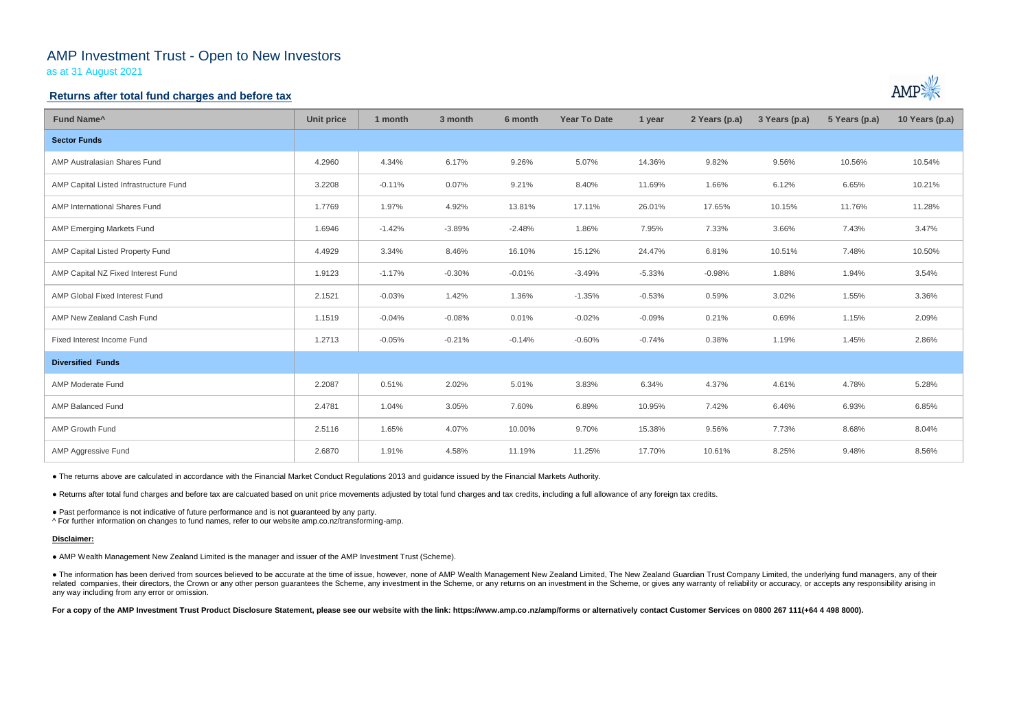# AMP Investment Trust - Open to New Investors

as at 31 August 2021

## Returns after total fund charges and before tax

| Fund Name^ | Unit price | 1 month | 3 month | 6 month | Year To Date | 1 year | 2 Years (p.a) | 3 Years (p.a) | 5 Years (p.a) | 10 Years (p.a) |
|---|---|---|---|---|---|---|---|---|---|---|
| **Sector Funds** | | | | | | | | | | |
| AMP Australasian Shares Fund | 4.2960 | 4.34% | 6.17% | 9.26% | 5.07% | 14.36% | 9.82% | 9.56% | 10.56% | 10.54% |
| AMP Capital Listed Infrastructure Fund | 3.2208 | -0.11% | 0.07% | 9.21% | 8.40% | 11.69% | 1.66% | 6.12% | 6.65% | 10.21% |
| AMP International Shares Fund | 1.7769 | 1.97% | 4.92% | 13.81% | 17.11% | 26.01% | 17.65% | 10.15% | 11.76% | 11.28% |
| AMP Emerging Markets Fund | 1.6946 | -1.42% | -3.89% | -2.48% | 1.86% | 7.95% | 7.33% | 3.66% | 7.43% | 3.47% |
| AMP Capital Listed Property Fund | 4.4929 | 3.34% | 8.46% | 16.10% | 15.12% | 24.47% | 6.81% | 10.51% | 7.48% | 10.50% |
| AMP Capital NZ Fixed Interest Fund | 1.9123 | -1.17% | -0.30% | -0.01% | -3.49% | -5.33% | -0.98% | 1.88% | 1.94% | 3.54% |
| AMP Global Fixed Interest Fund | 2.1521 | -0.03% | 1.42% | 1.36% | -1.35% | -0.53% | 0.59% | 3.02% | 1.55% | 3.36% |
| AMP New Zealand Cash Fund | 1.1519 | -0.04% | -0.08% | 0.01% | -0.02% | -0.09% | 0.21% | 0.69% | 1.15% | 2.09% |
| Fixed Interest Income Fund | 1.2713 | -0.05% | -0.21% | -0.14% | -0.60% | -0.74% | 0.38% | 1.19% | 1.45% | 2.86% |
| **Diversified Funds** | | | | | | | | | | |
| AMP Moderate Fund | 2.2087 | 0.51% | 2.02% | 5.01% | 3.83% | 6.34% | 4.37% | 4.61% | 4.78% | 5.28% |
| AMP Balanced Fund | 2.4781 | 1.04% | 3.05% | 7.60% | 6.89% | 10.95% | 7.42% | 6.46% | 6.93% | 6.85% |
| AMP Growth Fund | 2.5116 | 1.65% | 4.07% | 10.00% | 9.70% | 15.38% | 9.56% | 7.73% | 8.68% | 8.04% |
| AMP Aggressive Fund | 2.6870 | 1.91% | 4.58% | 11.19% | 11.25% | 17.70% | 10.61% | 8.25% | 9.48% | 8.56% |

● The returns above are calculated in accordance with the Financial Market Conduct Regulations 2013 and guidance issued by the Financial Markets Authority.

● Returns after total fund charges and before tax are calcuated based on unit price movements adjusted by total fund charges and tax credits, including a full allowance of any foreign tax credits.

● Past performance is not indicative of future performance and is not guaranteed by any party.

^ For further information on changes to fund names, refer to our website amp.co.nz/transforming-amp.

**Disclaimer:**

● AMP Wealth Management New Zealand Limited is the manager and issuer of the AMP Investment Trust (Scheme).

● The information has been derived from sources believed to be accurate at the time of issue, however, none of AMP Wealth Management New Zealand Limited, The New Zealand Guardian Trust Company Limited, the underlying fund managers, any of their related companies, their directors, the Crown or any other person guarantees the Scheme, any investment in the Scheme, or any returns on an investment in the Scheme, or gives any warranty of reliability or accuracy, or accepts any responsibility arising in any way including from any error or omission.

**For a copy of the AMP Investment Trust Product Disclosure Statement, please see our website with the link: https://www.amp.co.nz/amp/forms or alternatively contact Customer Services on 0800 267 111(+64 4 498 8000).**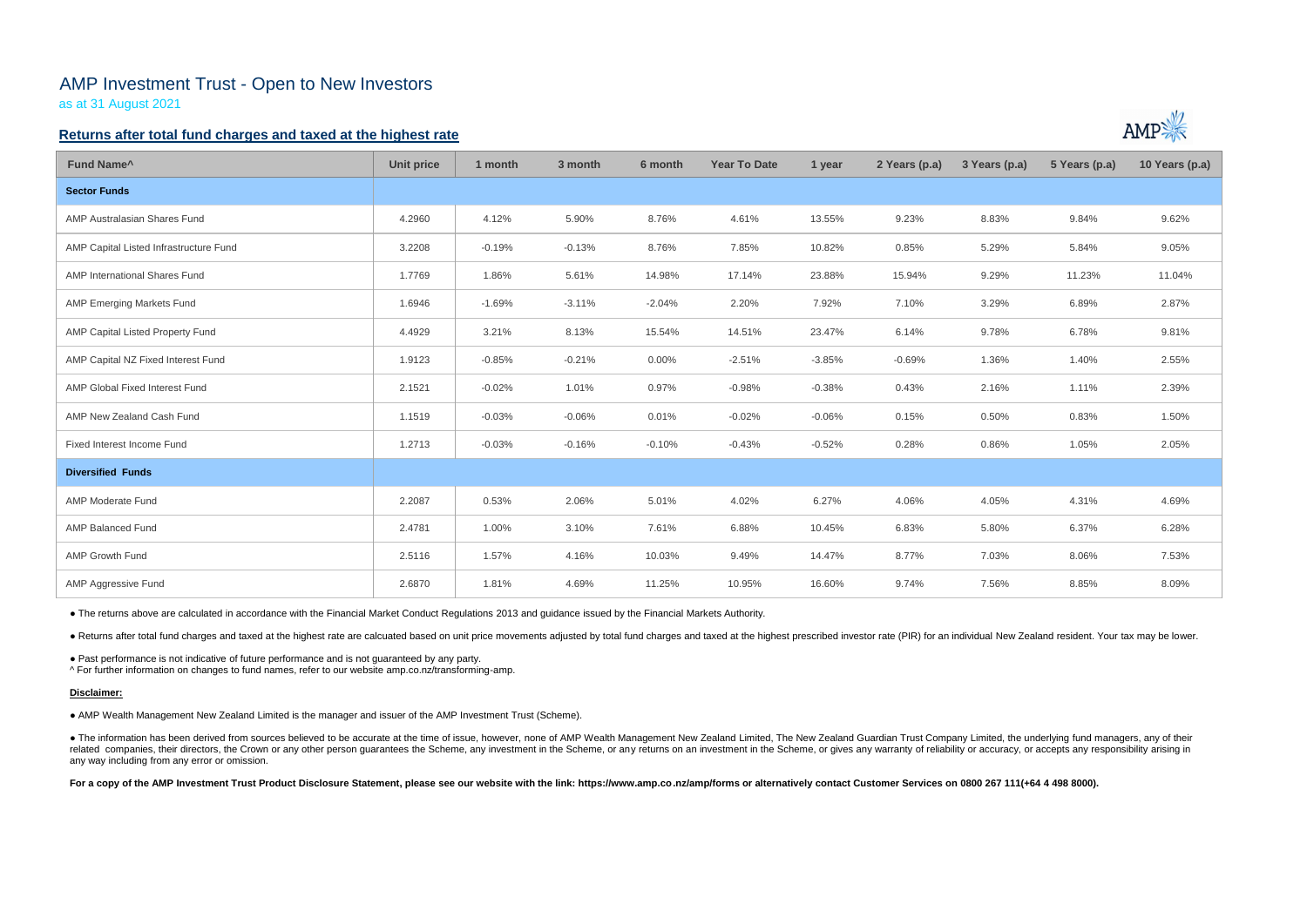# AMP Investment Trust - Open to New Investors

as at 31 August 2021

## Returns after total fund charges and taxed at the highest rate

| Fund Name^ | Unit price | 1 month | 3 month | 6 month | Year To Date | 1 year | 2 Years (p.a) | 3 Years (p.a) | 5 Years (p.a) | 10 Years (p.a) |
|---|---|---|---|---|---|---|---|---|---|---|
| **Sector Funds** | | | | | | | | | | |
| AMP Australasian Shares Fund | 4.2960 | 4.12% | 5.90% | 8.76% | 4.61% | 13.55% | 9.23% | 8.83% | 9.84% | 9.62% |
| AMP Capital Listed Infrastructure Fund | 3.2208 | -0.19% | -0.13% | 8.76% | 7.85% | 10.82% | 0.85% | 5.29% | 5.84% | 9.05% |
| AMP International Shares Fund | 1.7769 | 1.86% | 5.61% | 14.98% | 17.14% | 23.88% | 15.94% | 9.29% | 11.23% | 11.04% |
| AMP Emerging Markets Fund | 1.6946 | -1.69% | -3.11% | -2.04% | 2.20% | 7.92% | 7.10% | 3.29% | 6.89% | 2.87% |
| AMP Capital Listed Property Fund | 4.4929 | 3.21% | 8.13% | 15.54% | 14.51% | 23.47% | 6.14% | 9.78% | 6.78% | 9.81% |
| AMP Capital NZ Fixed Interest Fund | 1.9123 | -0.85% | -0.21% | 0.00% | -2.51% | -3.85% | -0.69% | 1.36% | 1.40% | 2.55% |
| AMP Global Fixed Interest Fund | 2.1521 | -0.02% | 1.01% | 0.97% | -0.98% | -0.38% | 0.43% | 2.16% | 1.11% | 2.39% |
| AMP New Zealand Cash Fund | 1.1519 | -0.03% | -0.06% | 0.01% | -0.02% | -0.06% | 0.15% | 0.50% | 0.83% | 1.50% |
| Fixed Interest Income Fund | 1.2713 | -0.03% | -0.16% | -0.10% | -0.43% | -0.52% | 0.28% | 0.86% | 1.05% | 2.05% |
| **Diversified Funds** | | | | | | | | | | |
| AMP Moderate Fund | 2.2087 | 0.53% | 2.06% | 5.01% | 4.02% | 6.27% | 4.06% | 4.05% | 4.31% | 4.69% |
| AMP Balanced Fund | 2.4781 | 1.00% | 3.10% | 7.61% | 6.88% | 10.45% | 6.83% | 5.80% | 6.37% | 6.28% |
| AMP Growth Fund | 2.5116 | 1.57% | 4.16% | 10.03% | 9.49% | 14.47% | 8.77% | 7.03% | 8.06% | 7.53% |
| AMP Aggressive Fund | 2.6870 | 1.81% | 4.69% | 11.25% | 10.95% | 16.60% | 9.74% | 7.56% | 8.85% | 8.09% |

● The returns above are calculated in accordance with the Financial Market Conduct Regulations 2013 and guidance issued by the Financial Markets Authority.

● Returns after total fund charges and taxed at the highest rate are calcuated based on unit price movements adjusted by total fund charges and taxed at the highest prescribed investor rate (PIR) for an individual New Zealand resident. Your tax may be lower.

● Past performance is not indicative of future performance and is not guaranteed by any party.

^ For further information on changes to fund names, refer to our website amp.co.nz/transforming-amp.

**Disclaimer:**

● AMP Wealth Management New Zealand Limited is the manager and issuer of the AMP Investment Trust (Scheme).

● The information has been derived from sources believed to be accurate at the time of issue, however, none of AMP Wealth Management New Zealand Limited, The New Zealand Guardian Trust Company Limited, the underlying fund managers, any of their related companies, their directors, the Crown or any other person guarantees the Scheme, any investment in the Scheme, or any returns on an investment in the Scheme, or gives any warranty of reliability or accuracy, or accepts any responsibility arising in any way including from any error or omission.

**For a copy of the AMP Investment Trust Product Disclosure Statement, please see our website with the link: https://www.amp.co.nz/amp/forms or alternatively contact Customer Services on 0800 267 111(+64 4 498 8000).**